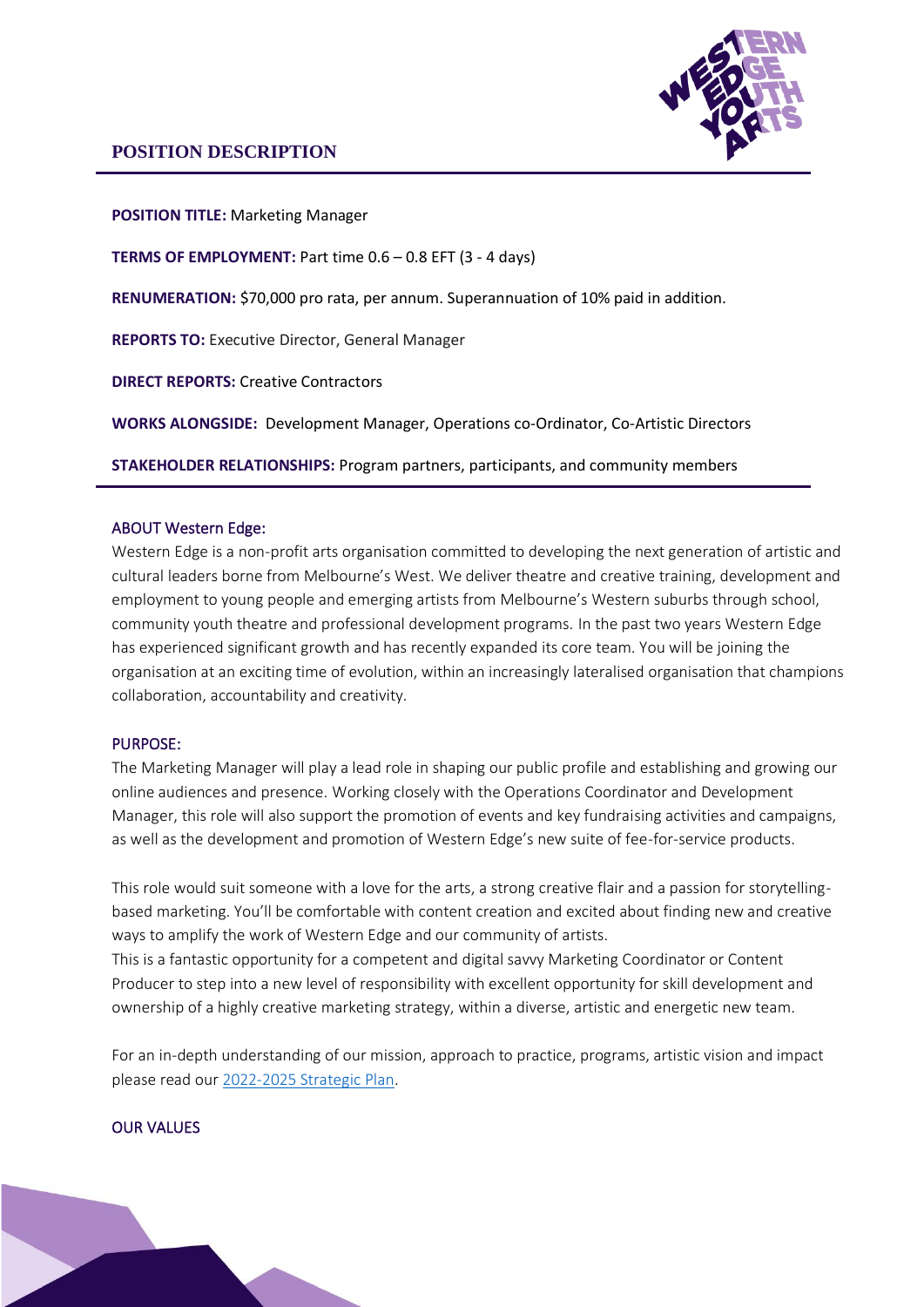# POSITION DESCRIPTION

**POSITION TITLE:** Marketing Manager

**TERMS OF EMPLOYMENT:** Part time 0.6 – 0.8 EFT (3 - 4 days)

**RENUMERATION:** $70,000 pro rata, per annum. Superannuation of 10% paid in addition.

**REPORTS TO:** Executive Director, General Manager

**DIRECT REPORTS:** Creative Contractors

**WORKS ALONGSIDE:** Development Manager, Operations co-Ordinator, Co-Artistic Directors

**STAKEHOLDER RELATIONSHIPS:** Program partners, participants, and community members

## ABOUT Western Edge:

Western Edge is a non-profit arts organisation committed to developing the next generation of artistic and cultural leaders borne from Melbourne's West. We deliver theatre and creative training, development and employment to young people and emerging artists from Melbourne's Western suburbs through school, community youth theatre and professional development programs. In the past two years Western Edge has experienced significant growth and has recently expanded its core team. You will be joining the organisation at an exciting time of evolution, within an increasingly lateralised organisation that champions collaboration, accountability and creativity.

## PURPOSE:

The Marketing Manager will play a lead role in shaping our public profile and establishing and growing our online audiences and presence. Working closely with the Operations Coordinator and Development Manager, this role will also support the promotion of events and key fundraising activities and campaigns, as well as the development and promotion of Western Edge's new suite of fee-for-service products.

This role would suit someone with a love for the arts, a strong creative flair and a passion for storytelling-based marketing. You'll be comfortable with content creation and excited about finding new and creative ways to amplify the work of Western Edge and our community of artists.

This is a fantastic opportunity for a competent and digital savvy Marketing Coordinator or Content Producer to step into a new level of responsibility with excellent opportunity for skill development and ownership of a highly creative marketing strategy, within a diverse, artistic and energetic new team.

For an in-depth understanding of our mission, approach to practice, programs, artistic vision and impact please read our 2022-2025 Strategic Plan.

## OUR VALUES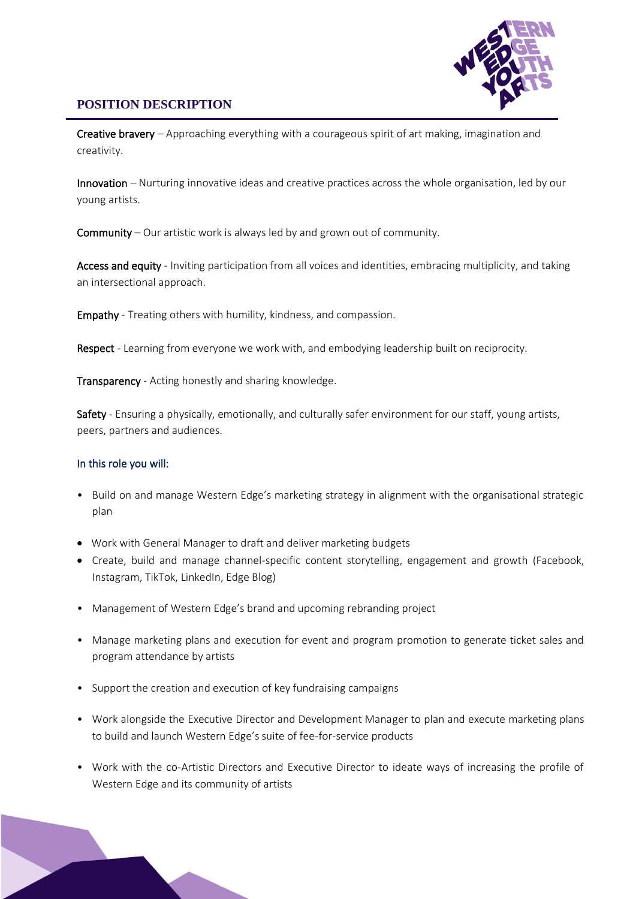## POSITION DESCRIPTION

**Creative bravery** – Approaching everything with a courageous spirit of art making, imagination and creativity.

**Innovation** – Nurturing innovative ideas and creative practices across the whole organisation, led by our young artists.

**Community** – Our artistic work is always led by and grown out of community.

**Access and equity** - Inviting participation from all voices and identities, embracing multiplicity, and taking an intersectional approach.

**Empathy** - Treating others with humility, kindness, and compassion.

**Respect** - Learning from everyone we work with, and embodying leadership built on reciprocity.

**Transparency** - Acting honestly and sharing knowledge.

**Safety** - Ensuring a physically, emotionally, and culturally safer environment for our staff, young artists, peers, partners and audiences.

### In this role you will:

- Build on and manage Western Edge's marketing strategy in alignment with the organisational strategic plan
- Work with General Manager to draft and deliver marketing budgets
- Create, build and manage channel-specific content storytelling, engagement and growth (Facebook, Instagram, TikTok, LinkedIn, Edge Blog)
- Management of Western Edge's brand and upcoming rebranding project
- Manage marketing plans and execution for event and program promotion to generate ticket sales and program attendance by artists
- Support the creation and execution of key fundraising campaigns
- Work alongside the Executive Director and Development Manager to plan and execute marketing plans to build and launch Western Edge's suite of fee-for-service products
- Work with the co-Artistic Directors and Executive Director to ideate ways of increasing the profile of Western Edge and its community of artists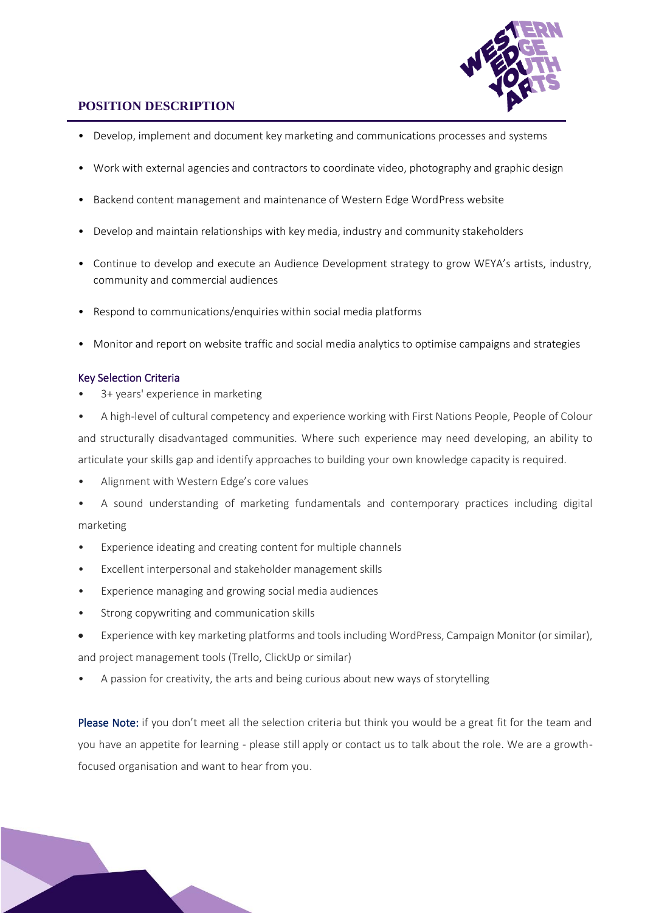## POSITION DESCRIPTION

- Develop, implement and document key marketing and communications processes and systems
- Work with external agencies and contractors to coordinate video, photography and graphic design
- Backend content management and maintenance of Western Edge WordPress website
- Develop and maintain relationships with key media, industry and community stakeholders
- Continue to develop and execute an Audience Development strategy to grow WEYA's artists, industry, community and commercial audiences
- Respond to communications/enquiries within social media platforms
- Monitor and report on website traffic and social media analytics to optimise campaigns and strategies

### Key Selection Criteria

- 3+ years' experience in marketing
- A high-level of cultural competency and experience working with First Nations People, People of Colour and structurally disadvantaged communities. Where such experience may need developing, an ability to articulate your skills gap and identify approaches to building your own knowledge capacity is required.
- Alignment with Western Edge's core values
- A sound understanding of marketing fundamentals and contemporary practices including digital marketing
- Experience ideating and creating content for multiple channels
- Excellent interpersonal and stakeholder management skills
- Experience managing and growing social media audiences
- Strong copywriting and communication skills
- Experience with key marketing platforms and tools including WordPress, Campaign Monitor (or similar), and project management tools (Trello, ClickUp or similar)
- A passion for creativity, the arts and being curious about new ways of storytelling

**Please Note:** if you don't meet all the selection criteria but think you would be a great fit for the team and you have an appetite for learning - please still apply or contact us to talk about the role. We are a growth-focused organisation and want to hear from you.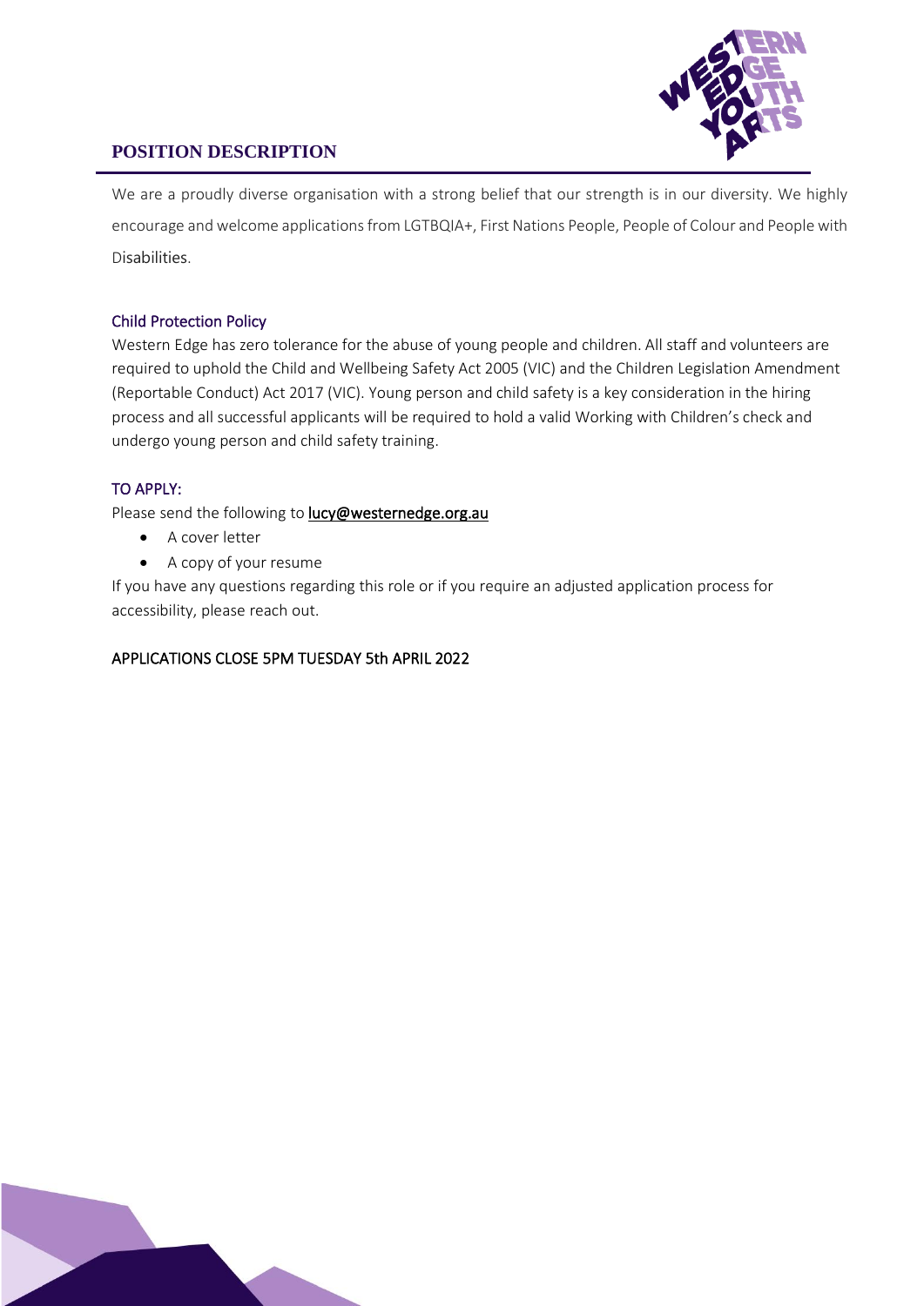# POSITION DESCRIPTION

We are a proudly diverse organisation with a strong belief that our strength is in our diversity. We highly encourage and welcome applications from LGTBQIA+, First Nations People, People of Colour and People with Disabilities.

## Child Protection Policy

Western Edge has zero tolerance for the abuse of young people and children. All staff and volunteers are required to uphold the Child and Wellbeing Safety Act 2005 (VIC) and the Children Legislation Amendment (Reportable Conduct) Act 2017 (VIC). Young person and child safety is a key consideration in the hiring process and all successful applicants will be required to hold a valid Working with Children's check and undergo young person and child safety training.

## TO APPLY:

Please send the following to **lucy@westernedge.org.au**

- A cover letter
- A copy of your resume

If you have any questions regarding this role or if you require an adjusted application process for accessibility, please reach out.

## APPLICATIONS CLOSE 5PM TUESDAY 5th APRIL 2022